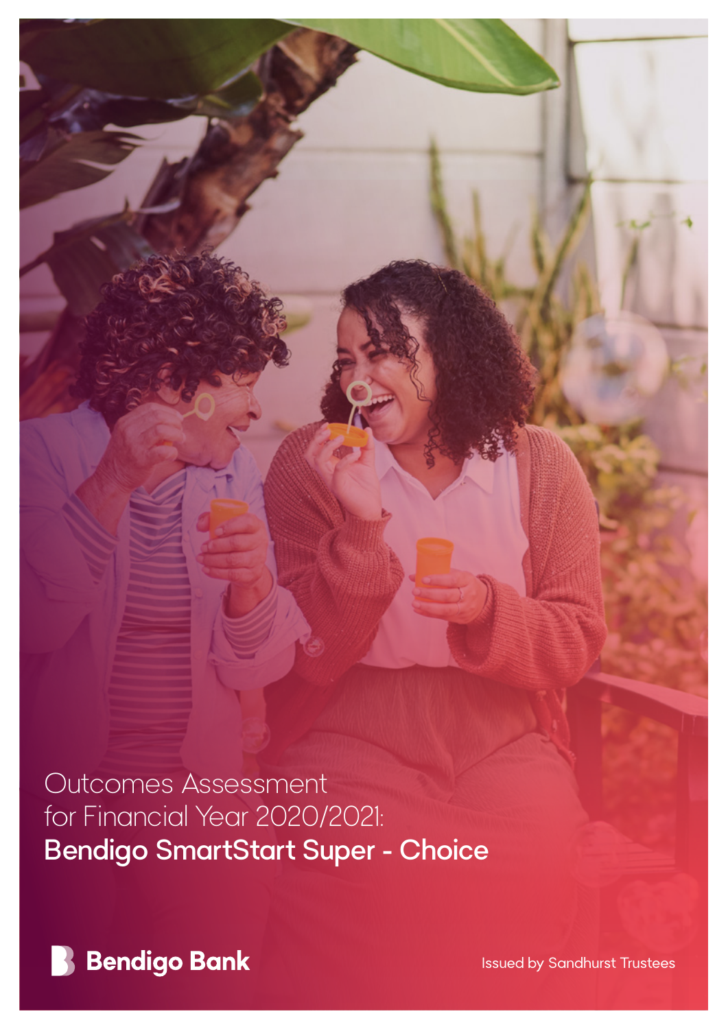# Outcomes Assessment for Financial Year 2020/2021: **Bendigo SmartStart Super - Choice**

Bendigo Bank

Issued by Sandhurst Trustees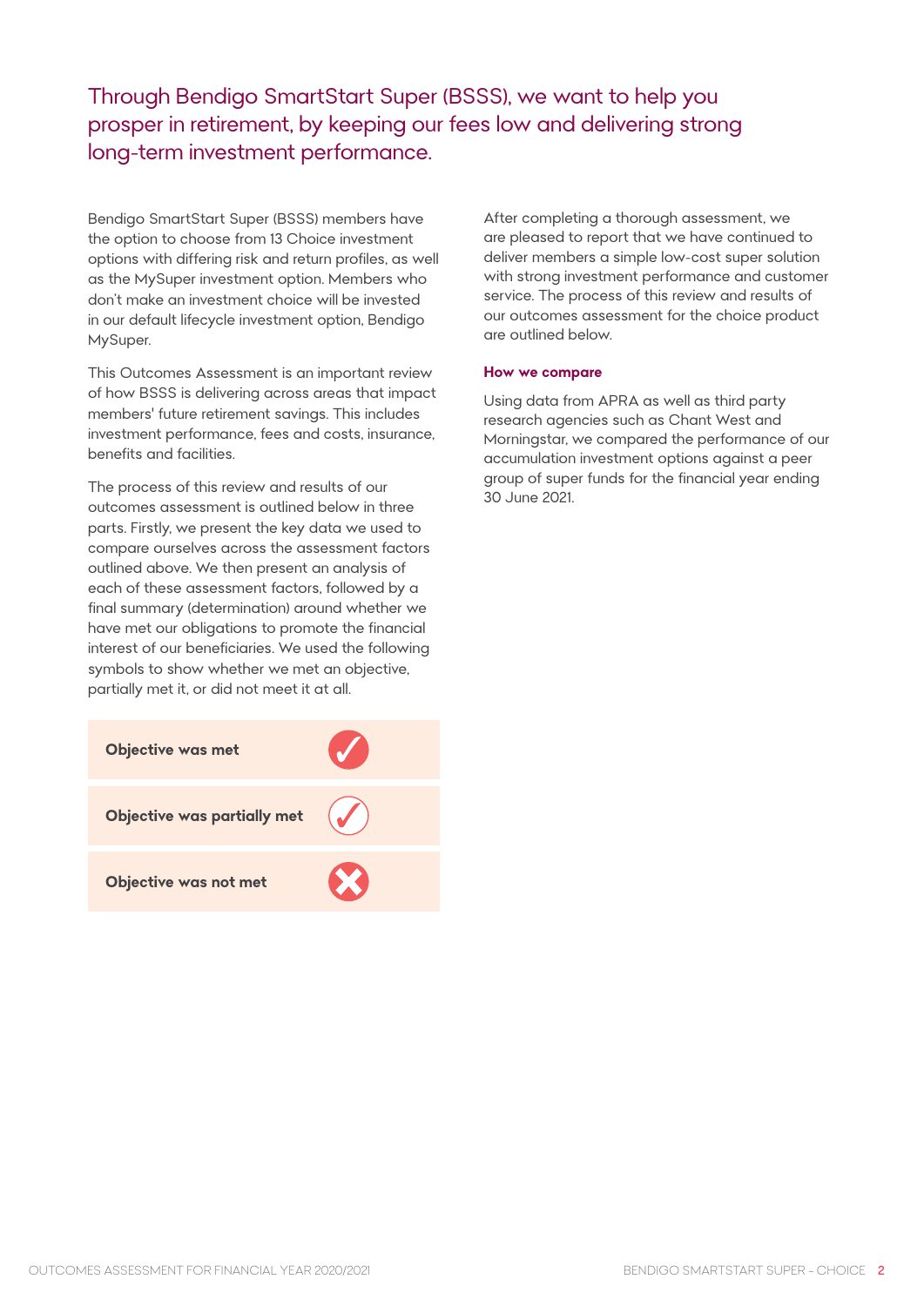## Through Bendigo SmartStart Super (BSSS), we want to help you prosper in retirement, by keeping our fees low and delivering strong long-term investment performance.

Bendigo SmartStart Super (BSSS) members have the option to choose from 13 Choice investment options with differing risk and return profiles, as well as the MySuper investment option. Members who don't make an investment choice will be invested in our default lifecycle investment option, Bendigo MySuper.

This Outcomes Assessment is an important review of how BSSS is delivering across areas that impact members' future retirement savings. This includes investment performance, fees and costs, insurance, benefits and facilities.

The process of this review and results of our outcomes assessment is outlined below in three parts. Firstly, we present the key data we used to compare ourselves across the assessment factors outlined above. We then present an analysis of each of these assessment factors, followed by a final summary (determination) around whether we have met our obligations to promote the financial interest of our beneficiaries. We used the following symbols to show whether we met an objective, partially met it, or did not meet it at all.

| | |
|---|---|
| **Objective was met** | ✓ (filled) |
| **Objective was partially met** | ✓ (outline) |
| **Objective was not met** | ✗ |

After completing a thorough assessment, we are pleased to report that we have continued to deliver members a simple low-cost super solution with strong investment performance and customer service. The process of this review and results of our outcomes assessment for the choice product are outlined below.

### How we compare

Using data from APRA as well as third party research agencies such as Chant West and Morningstar, we compared the performance of our accumulation investment options against a peer group of super funds for the financial year ending 30 June 2021.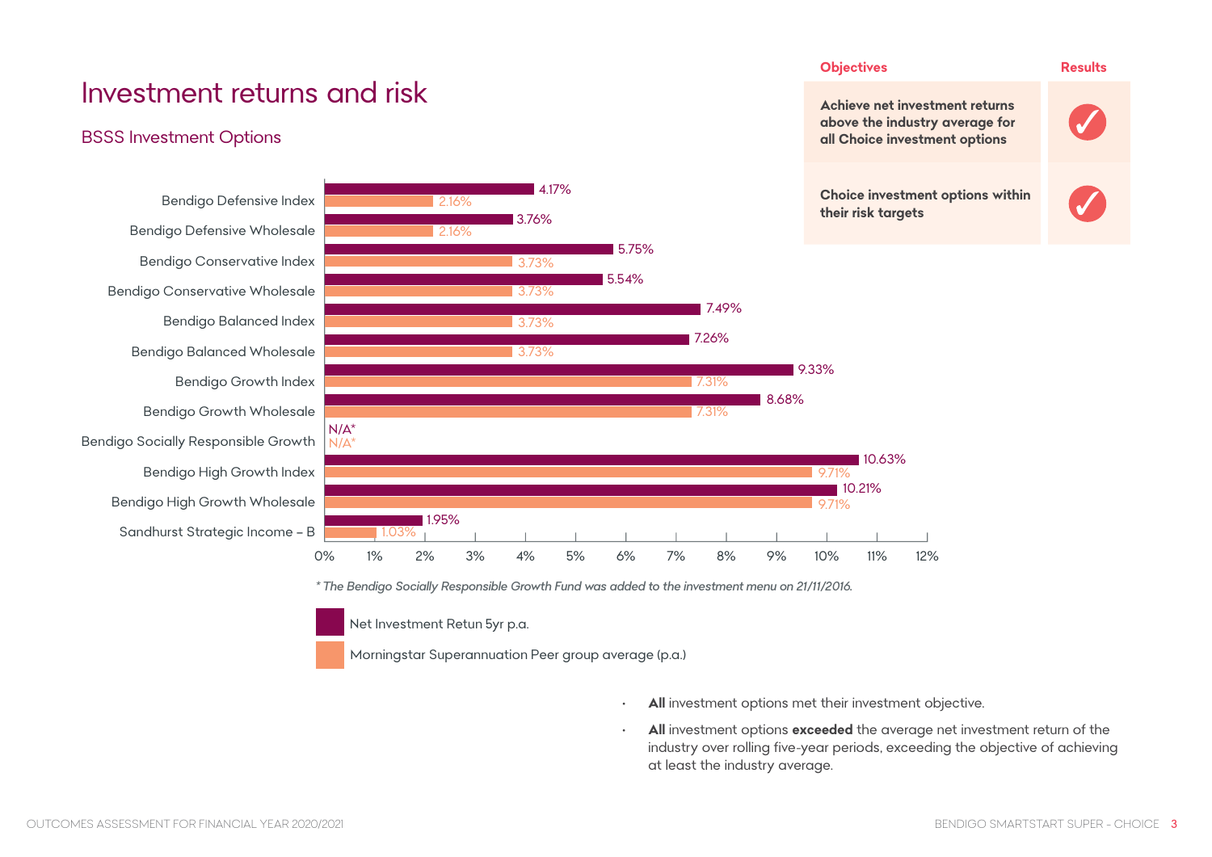# Investment returns and risk

## BSSS Investment Options

| Objectives | Results |
| --- | --- |
| Achieve net investment returns above the industry average for all Choice investment options | ✓ |
| Choice investment options within their risk targets | ✓ |

Bendigo Defensive Index
4.17%
2.16%

Bendigo Defensive Wholesale
3.76%
2.16%

Bendigo Conservative Index
5.75%
3.73%

Bendigo Conservative Wholesale
5.54%
3.73%

Bendigo Balanced Index
7.49%
3.73%

Bendigo Balanced Wholesale
7.26%
3.73%

Bendigo Growth Index
9.33%
7.31%

Bendigo Growth Wholesale
8.68%
7.31%

Bendigo Socially Responsible Growth
N/A*
N/A*

Bendigo High Growth Index
10.63%
9.71%

Bendigo High Growth Wholesale
10.21%
9.71%

Sandhurst Strategic Income – B
1.95%
1.03%

0% 1% 2% 3% 4% 5% 6% 7% 8% 9% 10% 11% 12%

*\* The Bendigo Socially Responsible Growth Fund was added to the investment menu on 21/11/2016.*

Net Investment Retun 5yr p.a.

Morningstar Superannuation Peer group average (p.a.)

- **All** investment options met their investment objective.
- **All** investment options **exceeded** the average net investment return of the industry over rolling five-year periods, exceeding the objective of achieving at least the industry average.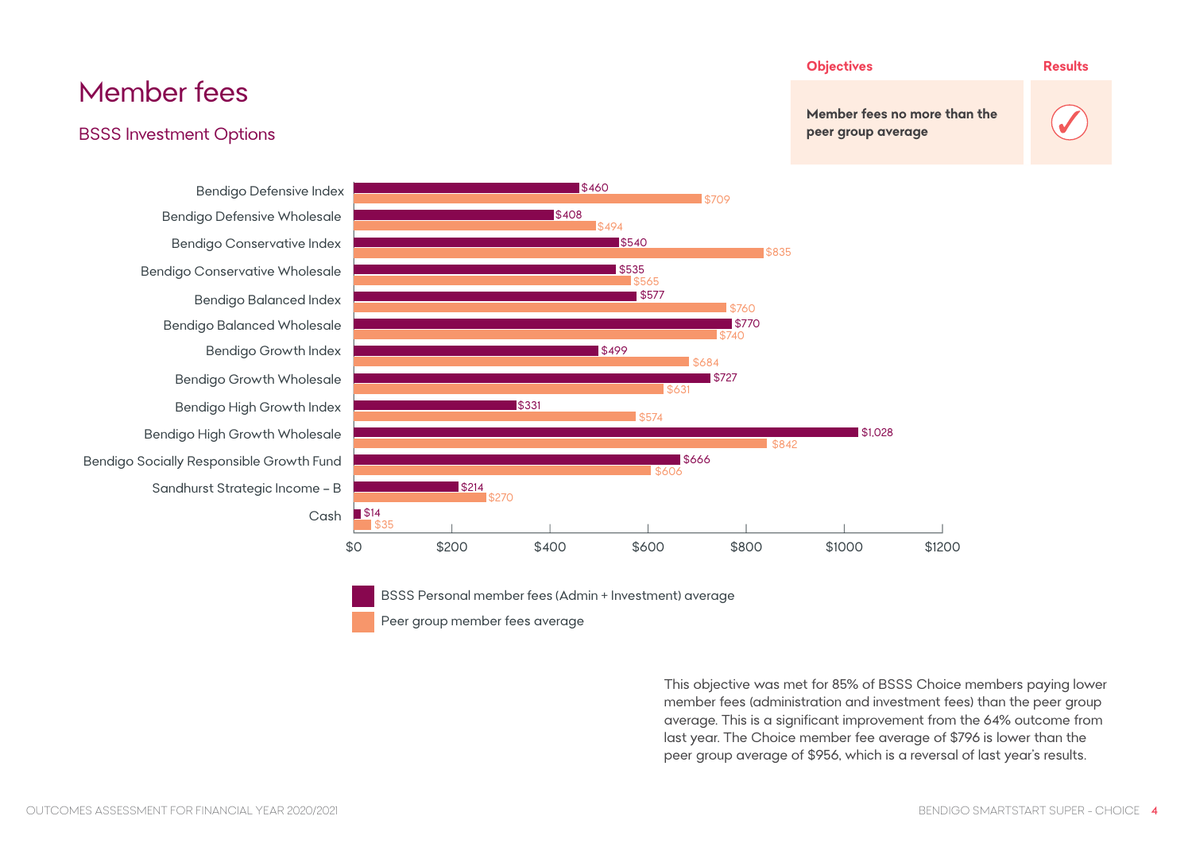# Member fees

## BSSS Investment Options

| Objectives | Results |
| --- | --- |
| Member fees no more than the peer group average | ✓ |

Bendigo Defensive Index
$460
$709
Bendigo Defensive Wholesale
$408
$494
Bendigo Conservative Index
$540
$835
Bendigo Conservative Wholesale
$535
$565
Bendigo Balanced Index
$577
$760
Bendigo Balanced Wholesale
$770
$740
Bendigo Growth Index
$499
$684
Bendigo Growth Wholesale
$727
$631
Bendigo High Growth Index
$331
$574
Bendigo High Growth Wholesale
$1,028
$842
Bendigo Socially Responsible Growth Fund
$666
$606
Sandhurst Strategic Income – B
$214
$270
Cash
$14
$35

$0 $200 $400 $600 $800 $1000 $1200

BSSS Personal member fees (Admin + Investment) average
Peer group member fees average

This objective was met for 85% of BSSS Choice members paying lower member fees (administration and investment fees) than the peer group average. This is a significant improvement from the 64% outcome from last year. The Choice member fee average of $796 is lower than the peer group average of $956, which is a reversal of last year's results.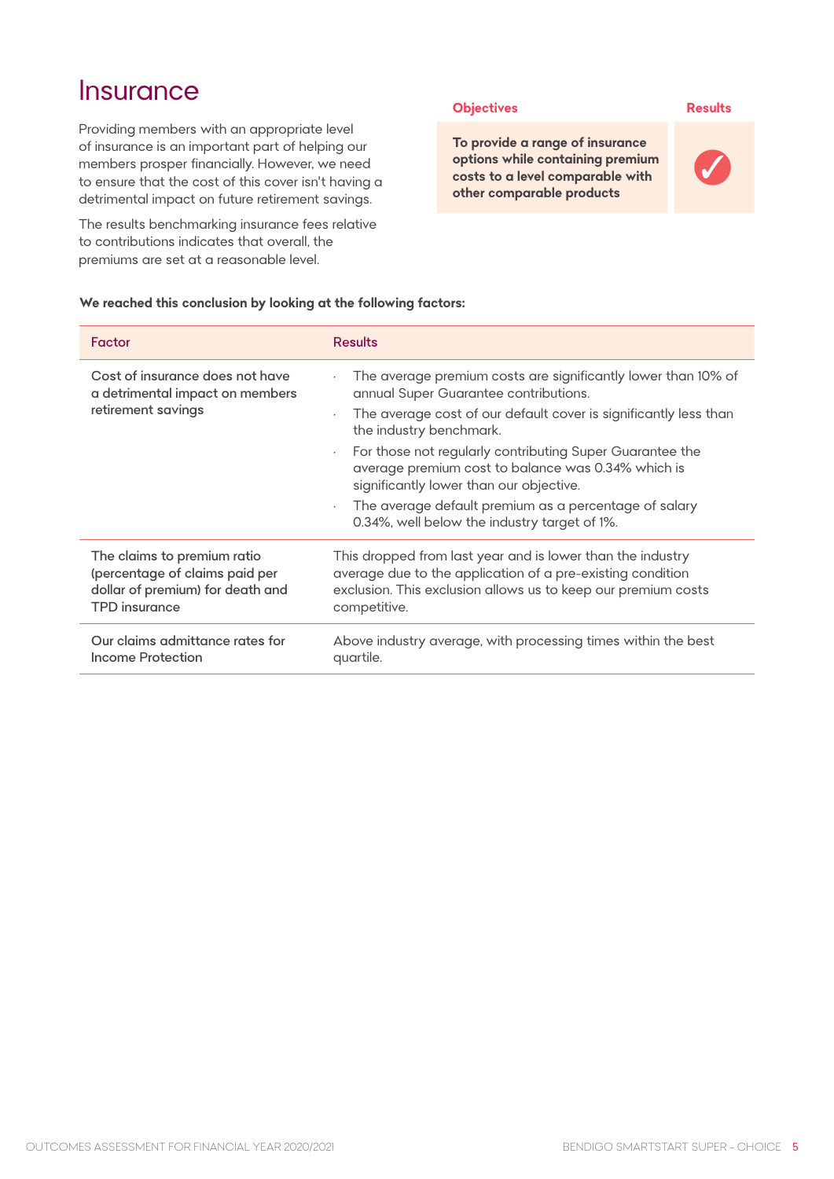# Insurance

Providing members with an appropriate level of insurance is an important part of helping our members prosper financially. However, we need to ensure that the cost of this cover isn't having a detrimental impact on future retirement savings.

The results benchmarking insurance fees relative to contributions indicates that overall, the premiums are set at a reasonable level.

| Objectives | Results |
|---|---|
| **To provide a range of insurance options while containing premium costs to a level comparable with other comparable products** | ✓ |

**We reached this conclusion by looking at the following factors:**

| Factor | Results |
|---|---|
| Cost of insurance does not have a detrimental impact on members retirement savings | · The average premium costs are significantly lower than 10% of annual Super Guarantee contributions.<br>· The average cost of our default cover is significantly less than the industry benchmark.<br>· For those not regularly contributing Super Guarantee the average premium cost to balance was 0.34% which is significantly lower than our objective.<br>· The average default premium as a percentage of salary 0.34%, well below the industry target of 1%. |
| The claims to premium ratio (percentage of claims paid per dollar of premium) for death and TPD insurance | This dropped from last year and is lower than the industry average due to the application of a pre-existing condition exclusion. This exclusion allows us to keep our premium costs competitive. |
| Our claims admittance rates for Income Protection | Above industry average, with processing times within the best quartile. |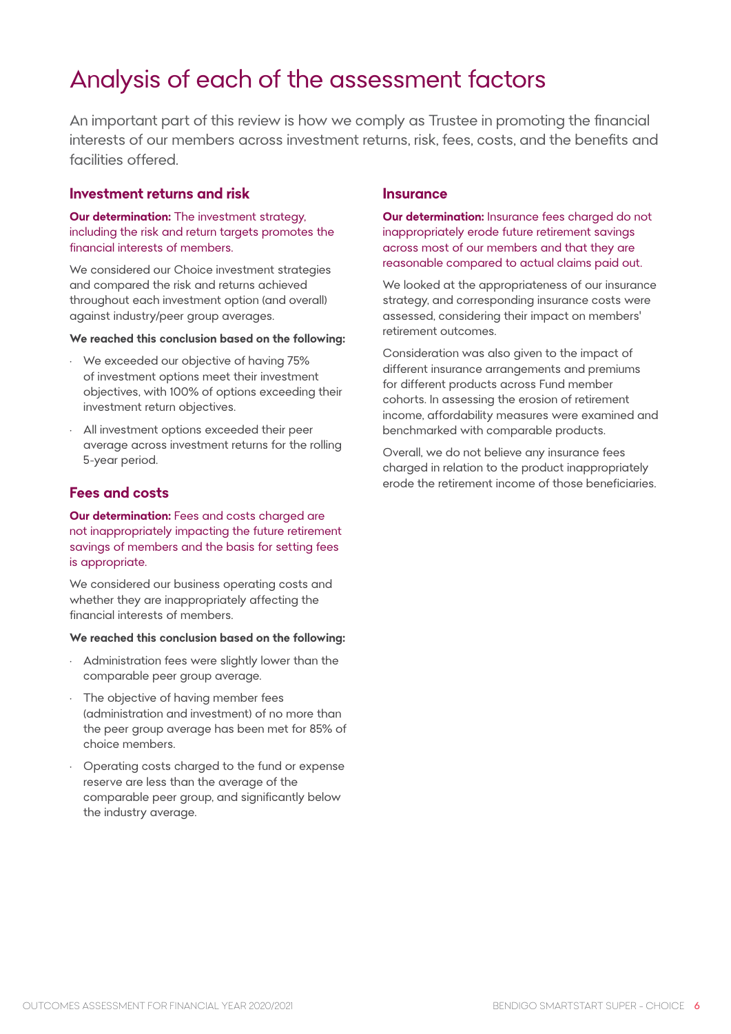# Analysis of each of the assessment factors

An important part of this review is how we comply as Trustee in promoting the financial interests of our members across investment returns, risk, fees, costs, and the benefits and facilities offered.

## Investment returns and risk

**Our determination:** The investment strategy, including the risk and return targets promotes the financial interests of members.

We considered our Choice investment strategies and compared the risk and returns achieved throughout each investment option (and overall) against industry/peer group averages.

**We reached this conclusion based on the following:**

- We exceeded our objective of having 75% of investment options meet their investment objectives, with 100% of options exceeding their investment return objectives.
- All investment options exceeded their peer average across investment returns for the rolling 5-year period.

## Fees and costs

**Our determination:** Fees and costs charged are not inappropriately impacting the future retirement savings of members and the basis for setting fees is appropriate.

We considered our business operating costs and whether they are inappropriately affecting the financial interests of members.

**We reached this conclusion based on the following:**

- Administration fees were slightly lower than the comparable peer group average.
- The objective of having member fees (administration and investment) of no more than the peer group average has been met for 85% of choice members.
- Operating costs charged to the fund or expense reserve are less than the average of the comparable peer group, and significantly below the industry average.

## Insurance

**Our determination:** Insurance fees charged do not inappropriately erode future retirement savings across most of our members and that they are reasonable compared to actual claims paid out.

We looked at the appropriateness of our insurance strategy, and corresponding insurance costs were assessed, considering their impact on members' retirement outcomes.

Consideration was also given to the impact of different insurance arrangements and premiums for different products across Fund member cohorts. In assessing the erosion of retirement income, affordability measures were examined and benchmarked with comparable products.

Overall, we do not believe any insurance fees charged in relation to the product inappropriately erode the retirement income of those beneficiaries.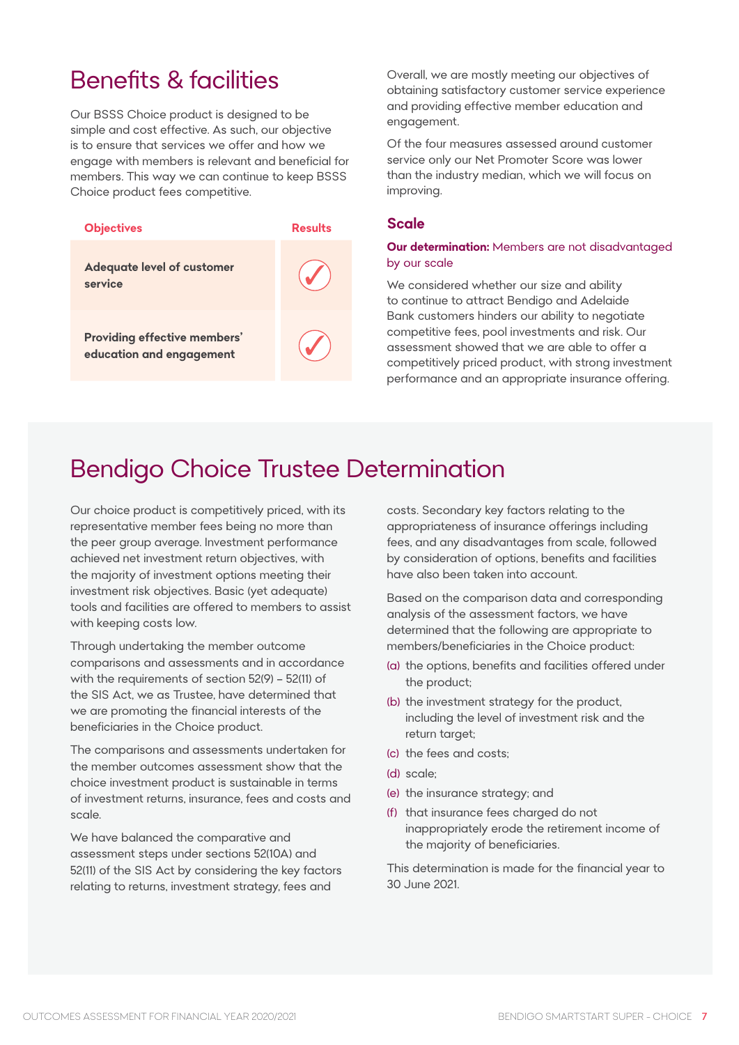## Benefits & facilities

Our BSSS Choice product is designed to be simple and cost effective. As such, our objective is to ensure that services we offer and how we engage with members is relevant and beneficial for members. This way we can continue to keep BSSS Choice product fees competitive.

| Objectives | Results |
|---|---|
| **Adequate level of customer service** | ✓ |
| **Providing effective members' education and engagement** | ✓ |

Overall, we are mostly meeting our objectives of obtaining satisfactory customer service experience and providing effective member education and engagement.

Of the four measures assessed around customer service only our Net Promoter Score was lower than the industry median, which we will focus on improving.

### Scale

**Our determination:** Members are not disadvantaged by our scale

We considered whether our size and ability to continue to attract Bendigo and Adelaide Bank customers hinders our ability to negotiate competitive fees, pool investments and risk. Our assessment showed that we are able to offer a competitively priced product, with strong investment performance and an appropriate insurance offering.

## Bendigo Choice Trustee Determination

Our choice product is competitively priced, with its representative member fees being no more than the peer group average. Investment performance achieved net investment return objectives, with the majority of investment options meeting their investment risk objectives. Basic (yet adequate) tools and facilities are offered to members to assist with keeping costs low.

Through undertaking the member outcome comparisons and assessments and in accordance with the requirements of section 52(9) – 52(11) of the SIS Act, we as Trustee, have determined that we are promoting the financial interests of the beneficiaries in the Choice product.

The comparisons and assessments undertaken for the member outcomes assessment show that the choice investment product is sustainable in terms of investment returns, insurance, fees and costs and scale.

We have balanced the comparative and assessment steps under sections 52(10A) and 52(11) of the SIS Act by considering the key factors relating to returns, investment strategy, fees and costs. Secondary key factors relating to the appropriateness of insurance offerings including fees, and any disadvantages from scale, followed by consideration of options, benefits and facilities have also been taken into account.

Based on the comparison data and corresponding analysis of the assessment factors, we have determined that the following are appropriate to members/beneficiaries in the Choice product:

(a) the options, benefits and facilities offered under the product;

(b) the investment strategy for the product, including the level of investment risk and the return target;

(c) the fees and costs;

(d) scale;

(e) the insurance strategy; and

(f) that insurance fees charged do not inappropriately erode the retirement income of the majority of beneficiaries.

This determination is made for the financial year to 30 June 2021.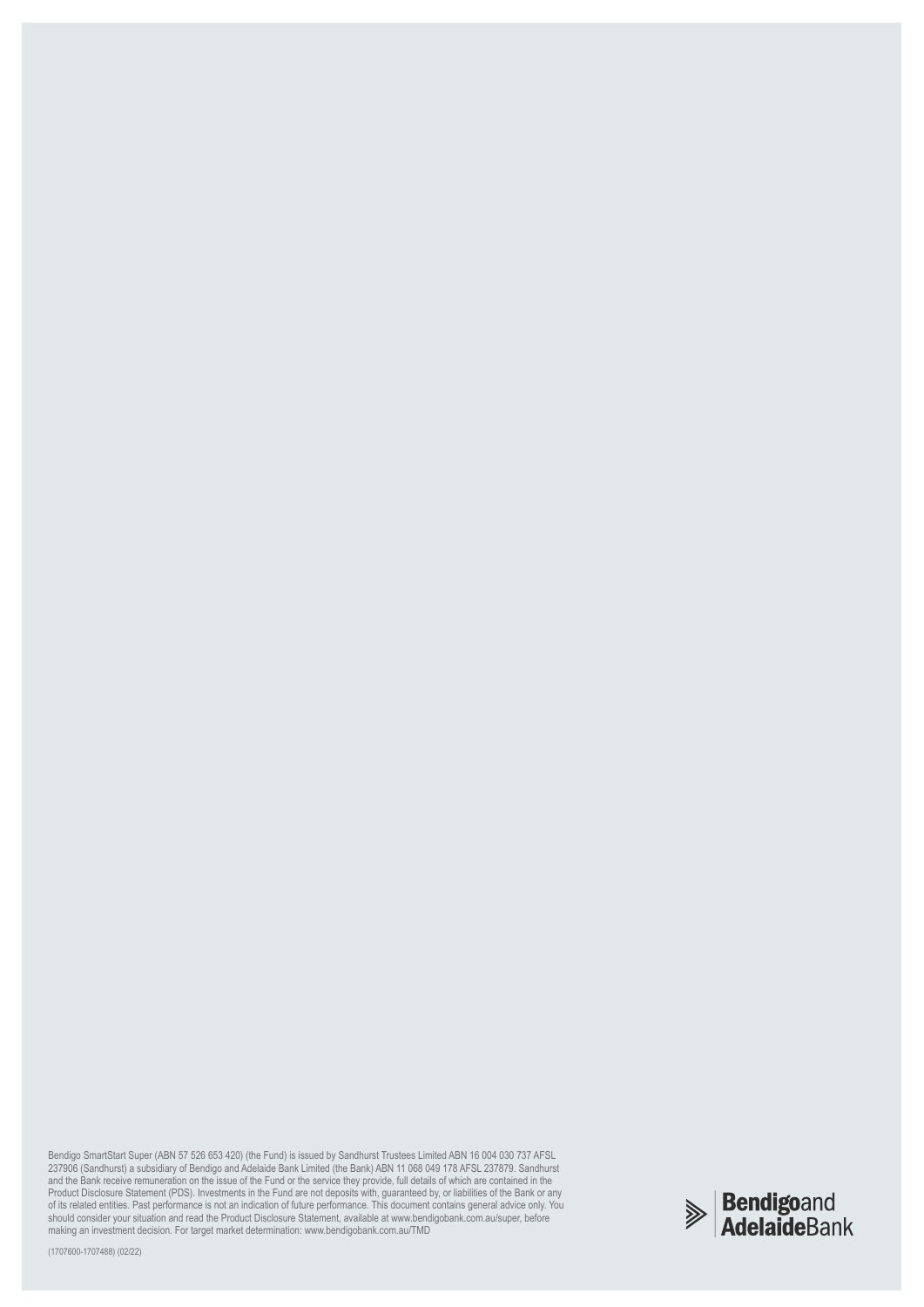Bendigo SmartStart Super (ABN 57 526 653 420) (the Fund) is issued by Sandhurst Trustees Limited ABN 16 004 030 737 AFSL 237906 (Sandhurst) a subsidiary of Bendigo and Adelaide Bank Limited (the Bank) ABN 11 068 049 178 AFSL 237879. Sandhurst and the Bank receive remuneration on the issue of the Fund or the service they provide, full details of which are contained in the Product Disclosure Statement (PDS). Investments in the Fund are not deposits with, guaranteed by, or liabilities of the Bank or any of its related entities. Past performance is not an indication of future performance. This document contains general advice only. You should consider your situation and read the Product Disclosure Statement, available at www.bendigobank.com.au/super, before making an investment decision. For target market determination: www.bendigobank.com.au/TMD

**Bendigo**and
**Adelaide**Bank

(1707600-1707488) (02/22)